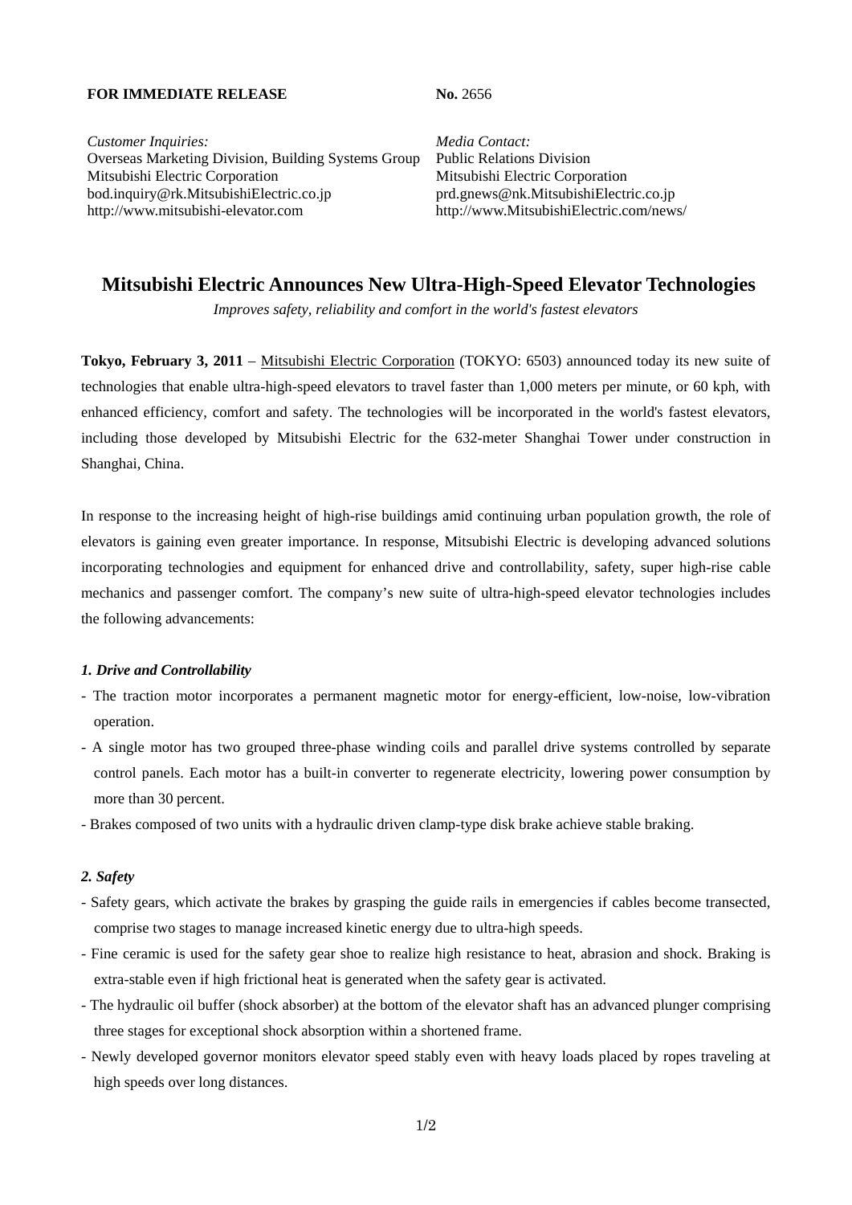**FOR IMMEDIATE RELEASE** **No.** 2656

*Customer Inquiries:*
Overseas Marketing Division, Building Systems Group
Mitsubishi Electric Corporation
bod.inquiry@rk.MitsubishiElectric.co.jp
http://www.mitsubishi-elevator.com

*Media Contact:*
Public Relations Division
Mitsubishi Electric Corporation
prd.gnews@nk.MitsubishiElectric.co.jp
http://www.MitsubishiElectric.com/news/

# Mitsubishi Electric Announces New Ultra-High-Speed Elevator Technologies

*Improves safety, reliability and comfort in the world's fastest elevators*

**Tokyo, February 3, 2011** – Mitsubishi Electric Corporation (TOKYO: 6503) announced today its new suite of technologies that enable ultra-high-speed elevators to travel faster than 1,000 meters per minute, or 60 kph, with enhanced efficiency, comfort and safety. The technologies will be incorporated in the world's fastest elevators, including those developed by Mitsubishi Electric for the 632-meter Shanghai Tower under construction in Shanghai, China.

In response to the increasing height of high-rise buildings amid continuing urban population growth, the role of elevators is gaining even greater importance. In response, Mitsubishi Electric is developing advanced solutions incorporating technologies and equipment for enhanced drive and controllability, safety, super high-rise cable mechanics and passenger comfort. The company's new suite of ultra-high-speed elevator technologies includes the following advancements:

### *1. Drive and Controllability*

- The traction motor incorporates a permanent magnetic motor for energy-efficient, low-noise, low-vibration operation.
- A single motor has two grouped three-phase winding coils and parallel drive systems controlled by separate control panels. Each motor has a built-in converter to regenerate electricity, lowering power consumption by more than 30 percent.
- Brakes composed of two units with a hydraulic driven clamp-type disk brake achieve stable braking.

### *2. Safety*

- Safety gears, which activate the brakes by grasping the guide rails in emergencies if cables become transected, comprise two stages to manage increased kinetic energy due to ultra-high speeds.
- Fine ceramic is used for the safety gear shoe to realize high resistance to heat, abrasion and shock. Braking is extra-stable even if high frictional heat is generated when the safety gear is activated.
- The hydraulic oil buffer (shock absorber) at the bottom of the elevator shaft has an advanced plunger comprising three stages for exceptional shock absorption within a shortened frame.
- Newly developed governor monitors elevator speed stably even with heavy loads placed by ropes traveling at high speeds over long distances.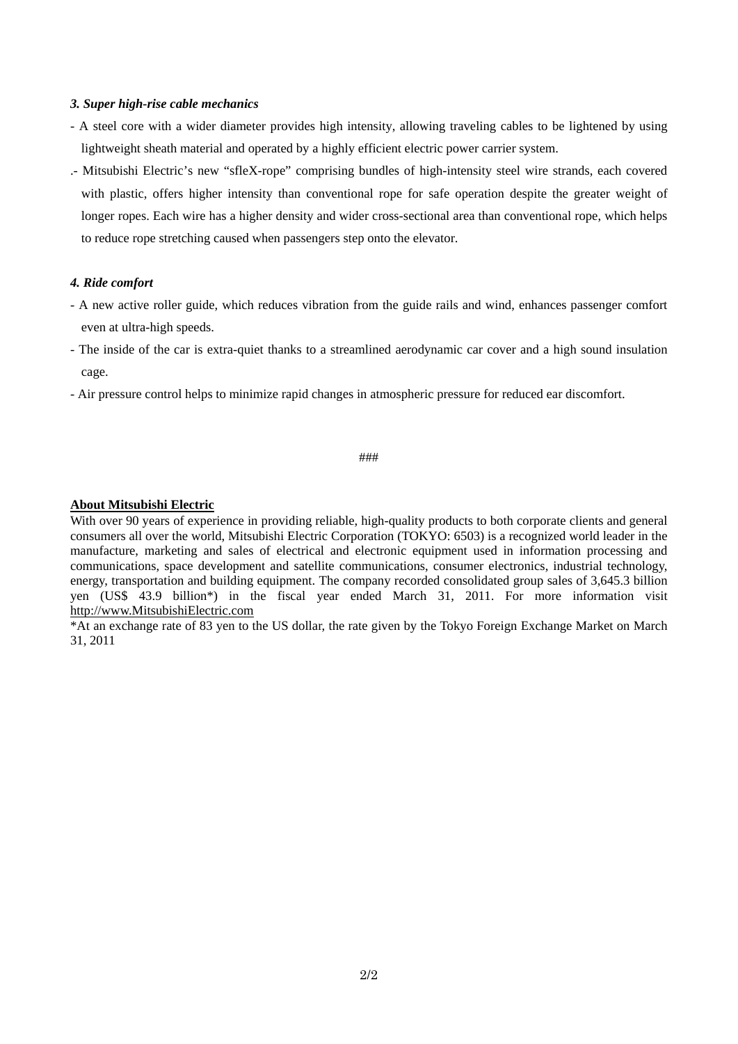***3. Super high-rise cable mechanics***

- A steel core with a wider diameter provides high intensity, allowing traveling cables to be lightened by using lightweight sheath material and operated by a highly efficient electric power carrier system.
.- Mitsubishi Electric's new "sfleX-rope" comprising bundles of high-intensity steel wire strands, each covered with plastic, offers higher intensity than conventional rope for safe operation despite the greater weight of longer ropes. Each wire has a higher density and wider cross-sectional area than conventional rope, which helps to reduce rope stretching caused when passengers step onto the elevator.

***4. Ride comfort***

- A new active roller guide, which reduces vibration from the guide rails and wind, enhances passenger comfort even at ultra-high speeds.
- The inside of the car is extra-quiet thanks to a streamlined aerodynamic car cover and a high sound insulation cage.
- Air pressure control helps to minimize rapid changes in atmospheric pressure for reduced ear discomfort.

###

**About Mitsubishi Electric**

With over 90 years of experience in providing reliable, high-quality products to both corporate clients and general consumers all over the world, Mitsubishi Electric Corporation (TOKYO: 6503) is a recognized world leader in the manufacture, marketing and sales of electrical and electronic equipment used in information processing and communications, space development and satellite communications, consumer electronics, industrial technology, energy, transportation and building equipment. The company recorded consolidated group sales of 3,645.3 billion yen (US$ 43.9 billion*) in the fiscal year ended March 31, 2011. For more information visit http://www.MitsubishiElectric.com

*At an exchange rate of 83 yen to the US dollar, the rate given by the Tokyo Foreign Exchange Market on March 31, 2011